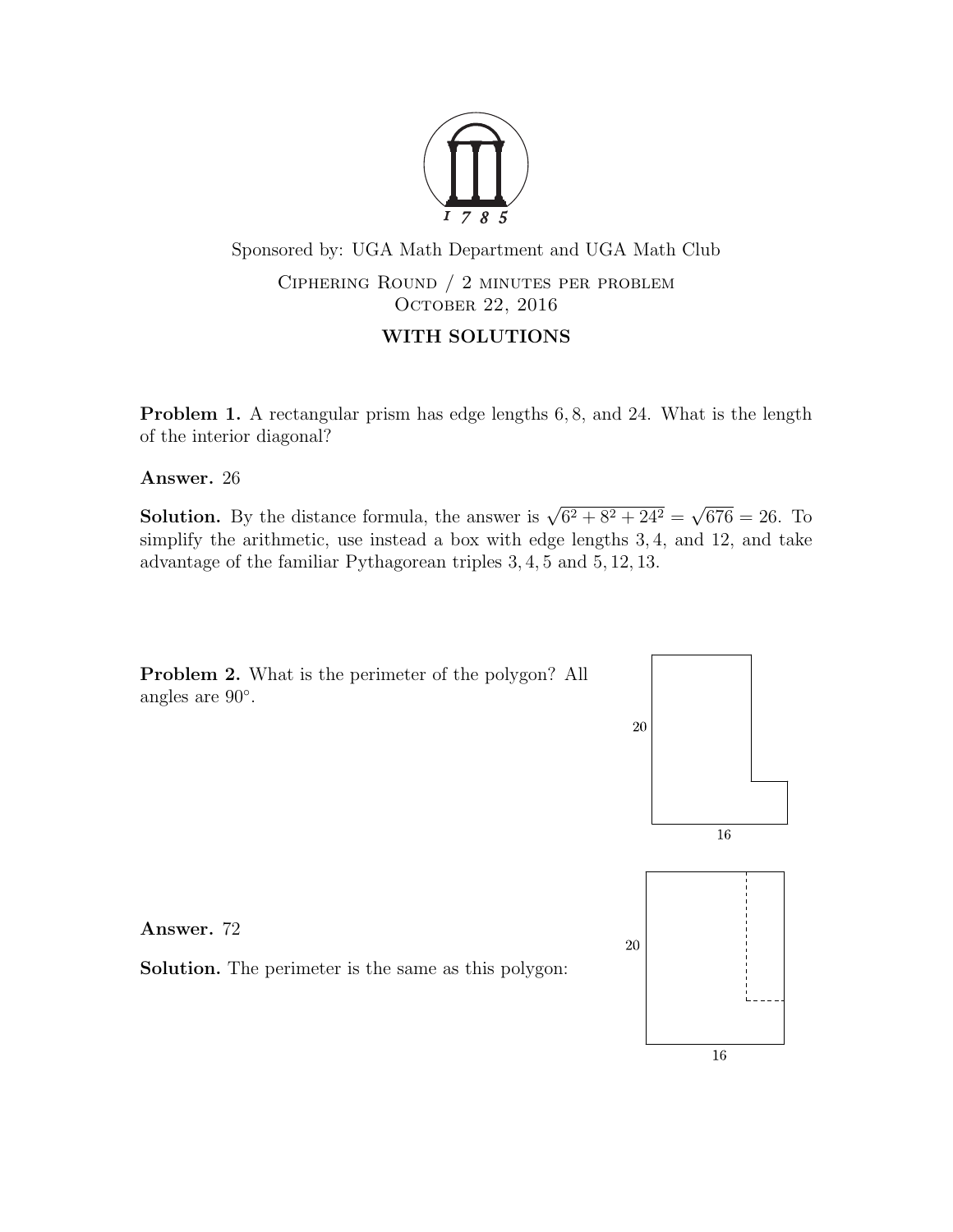Sponsored by: UGA Math Department and UGA Math Club

Ciphering Round / 2 minutes per problem
October 22, 2016

**WITH SOLUTIONS**

**Problem 1.** A rectangular prism has edge lengths 6, 8, and 24. What is the length of the interior diagonal?

**Answer.** 26

**Solution.** By the distance formula, the answer is $\sqrt{6^2 + 8^2 + 24^2} = \sqrt{676} = 26$. To simplify the arithmetic, use instead a box with edge lengths 3, 4, and 12, and take advantage of the familiar Pythagorean triples 3, 4, 5 and 5, 12, 13.

**Problem 2.** What is the perimeter of the polygon? All angles are 90°.

20

16

**Answer.** 72

**Solution.** The perimeter is the same as this polygon:

20

16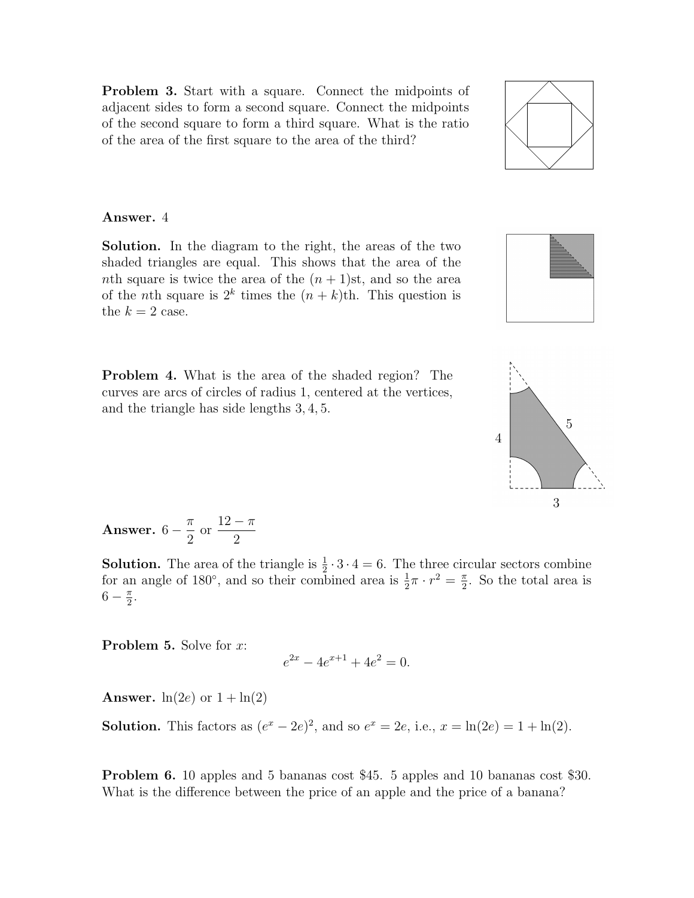**Problem 3.** Start with a square. Connect the midpoints of adjacent sides to form a second square. Connect the midpoints of the second square to form a third square. What is the ratio of the area of the first square to the area of the third?

**Answer.** 4

**Solution.** In the diagram to the right, the areas of the two shaded triangles are equal. This shows that the area of the $n$th square is twice the area of the $(n+1)$st, and so the area of the $n$th square is $2^k$ times the $(n+k)$th. This question is the $k = 2$ case.

**Problem 4.** What is the area of the shaded region? The curves are arcs of circles of radius 1, centered at the vertices, and the triangle has side lengths $3, 4, 5$.

**Answer.** $6 - \frac{\pi}{2}$ or $\frac{12 - \pi}{2}$

**Solution.** The area of the triangle is $\frac{1}{2} \cdot 3 \cdot 4 = 6$. The three circular sectors combine for an angle of $180°$, and so their combined area is $\frac{1}{2}\pi \cdot r^2 = \frac{\pi}{2}$. So the total area is $6 - \frac{\pi}{2}$.

**Problem 5.** Solve for $x$:

$$e^{2x} - 4e^{x+1} + 4e^2 = 0.$$

**Answer.** $\ln(2e)$ or $1 + \ln(2)$

**Solution.** This factors as $(e^x - 2e)^2$, and so $e^x = 2e$, i.e., $x = \ln(2e) = 1 + \ln(2)$.

**Problem 6.** 10 apples and 5 bananas cost \$45. 5 apples and 10 bananas cost \$30. What is the difference between the price of an apple and the price of a banana?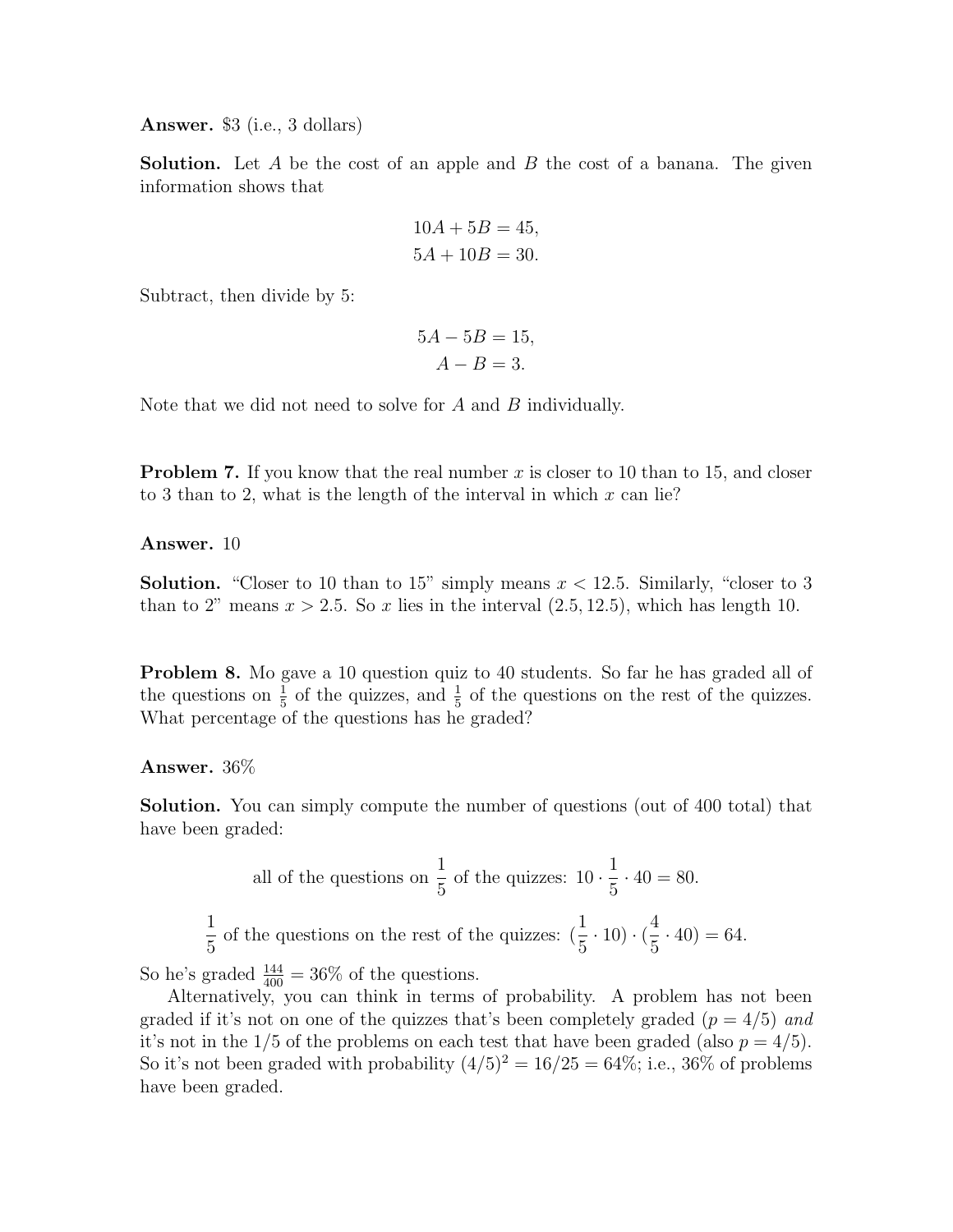**Answer.** \$3 (i.e., 3 dollars)

**Solution.** Let $A$ be the cost of an apple and $B$ the cost of a banana. The given information shows that

$$10A + 5B = 45,$$
$$5A + 10B = 30.$$

Subtract, then divide by 5:

$$5A - 5B = 15,$$
$$A - B = 3.$$

Note that we did not need to solve for $A$ and $B$ individually.

**Problem 7.** If you know that the real number $x$ is closer to 10 than to 15, and closer to 3 than to 2, what is the length of the interval in which $x$ can lie?

**Answer.** 10

**Solution.** "Closer to 10 than to 15" simply means $x < 12.5$. Similarly, "closer to 3 than to 2" means $x > 2.5$. So $x$ lies in the interval $(2.5, 12.5)$, which has length 10.

**Problem 8.** Mo gave a 10 question quiz to 40 students. So far he has graded all of the questions on $\frac{1}{5}$ of the quizzes, and $\frac{1}{5}$ of the questions on the rest of the quizzes. What percentage of the questions has he graded?

**Answer.** 36%

**Solution.** You can simply compute the number of questions (out of 400 total) that have been graded:

$$\text{all of the questions on } \frac{1}{5} \text{ of the quizzes: } 10 \cdot \frac{1}{5} \cdot 40 = 80.$$

$$\frac{1}{5} \text{ of the questions on the rest of the quizzes: } (\frac{1}{5} \cdot 10) \cdot (\frac{4}{5} \cdot 40) = 64.$$

So he's graded $\frac{144}{400} = 36\%$ of the questions.

Alternatively, you can think in terms of probability. A problem has not been graded if it's not on one of the quizzes that's been completely graded ($p = 4/5$) *and* it's not in the $1/5$ of the problems on each test that have been graded (also $p = 4/5$). So it's not been graded with probability $(4/5)^2 = 16/25 = 64\%$; i.e., 36% of problems have been graded.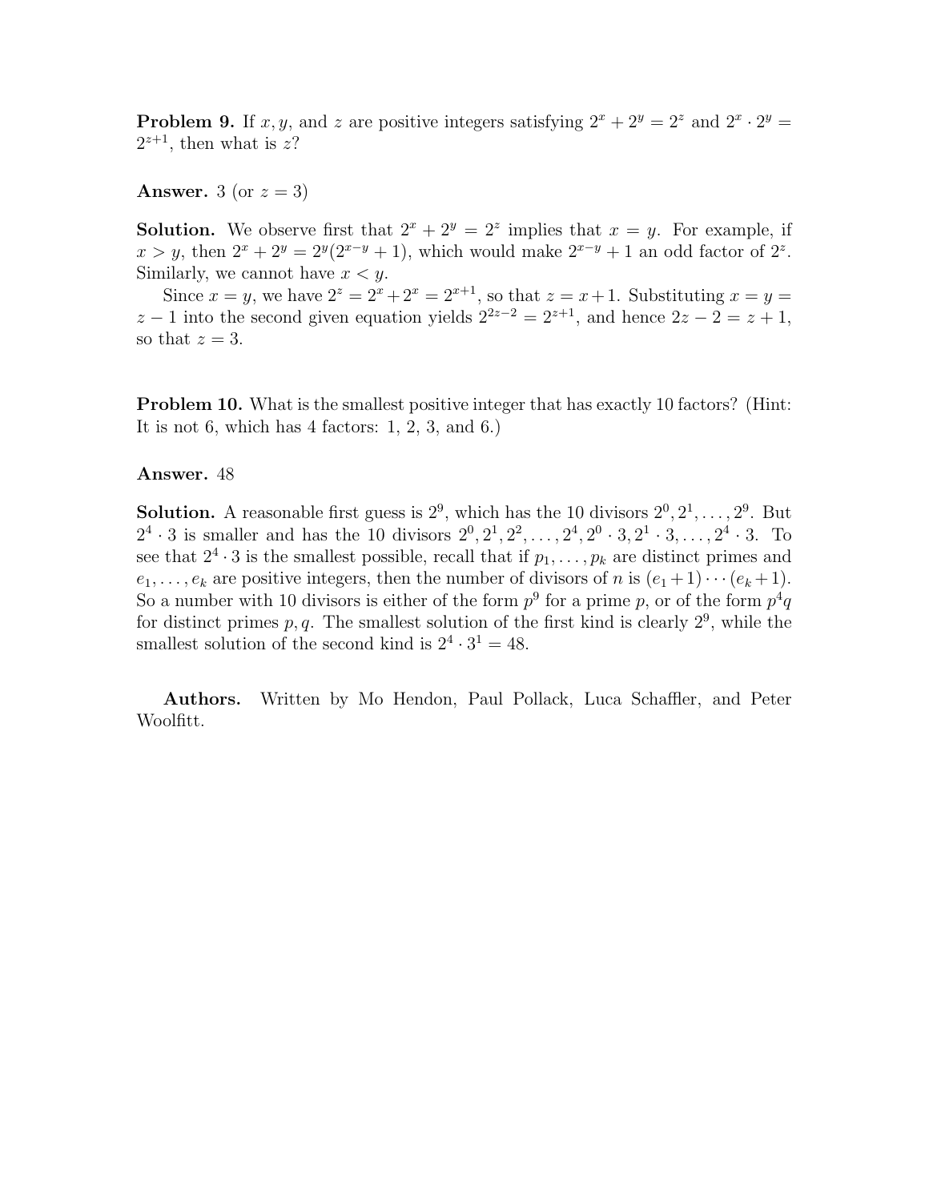**Problem 9.** If $x, y$, and $z$ are positive integers satisfying $2^x + 2^y = 2^z$ and $2^x \cdot 2^y = 2^{z+1}$, then what is $z$?

**Answer.** 3 (or $z = 3$)

**Solution.** We observe first that $2^x + 2^y = 2^z$ implies that $x = y$. For example, if $x > y$, then $2^x + 2^y = 2^y(2^{x-y} + 1)$, which would make $2^{x-y} + 1$ an odd factor of $2^z$. Similarly, we cannot have $x < y$.

Since $x = y$, we have $2^z = 2^x + 2^x = 2^{x+1}$, so that $z = x + 1$. Substituting $x = y = z - 1$ into the second given equation yields $2^{2z-2} = 2^{z+1}$, and hence $2z - 2 = z + 1$, so that $z = 3$.

**Problem 10.** What is the smallest positive integer that has exactly 10 factors? (Hint: It is not 6, which has 4 factors: 1, 2, 3, and 6.)

**Answer.** 48

**Solution.** A reasonable first guess is $2^9$, which has the 10 divisors $2^0, 2^1, \ldots, 2^9$. But $2^4 \cdot 3$ is smaller and has the 10 divisors $2^0, 2^1, 2^2, \ldots, 2^4, 2^0 \cdot 3, 2^1 \cdot 3, \ldots, 2^4 \cdot 3$. To see that $2^4 \cdot 3$ is the smallest possible, recall that if $p_1, \ldots, p_k$ are distinct primes and $e_1, \ldots, e_k$ are positive integers, then the number of divisors of $n$ is $(e_1 + 1) \cdots (e_k + 1)$. So a number with 10 divisors is either of the form $p^9$ for a prime $p$, or of the form $p^4 q$ for distinct primes $p, q$. The smallest solution of the first kind is clearly $2^9$, while the smallest solution of the second kind is $2^4 \cdot 3^1 = 48$.

**Authors.** Written by Mo Hendon, Paul Pollack, Luca Schaffler, and Peter Woolfitt.